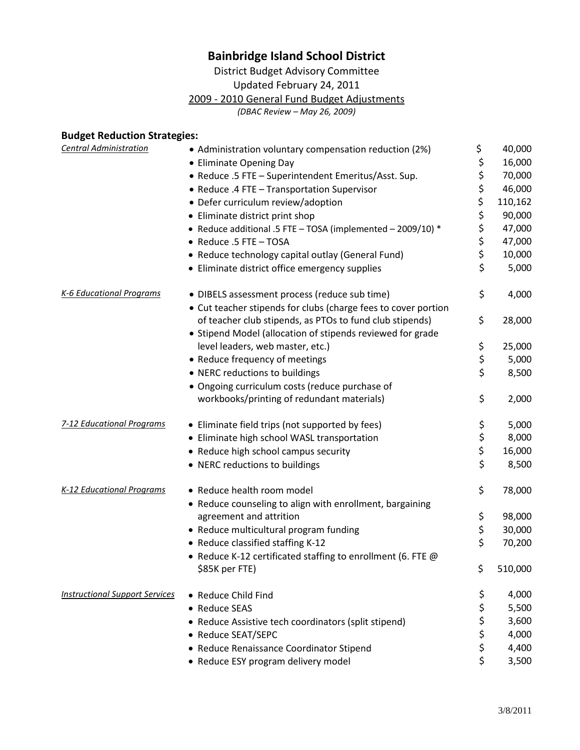# Bainbridge Island School District

District Budget Advisory Committee

Updated February 24, 2011

2009 - 2010 General Fund Budget Adjustments

*(DBAC Review – May 26, 2009)*

## Budget Reduction Strategies:

| Category | Strategy | Amount |
|---|---|---|
| *Central Administration* | • Administration voluntary compensation reduction (2%) | $ 40,000 |
| | • Eliminate Opening Day | $ 16,000 |
| | • Reduce .5 FTE – Superintendent Emeritus/Asst. Sup. | $ 70,000 |
| | • Reduce .4 FTE – Transportation Supervisor | $ 46,000 |
| | • Defer curriculum review/adoption | $ 110,162 |
| | • Eliminate district print shop | $ 90,000 |
| | • Reduce additional .5 FTE – TOSA (implemented – 2009/10) * | $ 47,000 |
| | • Reduce .5 FTE – TOSA | $ 47,000 |
| | • Reduce technology capital outlay (General Fund) | $ 10,000 |
| | • Eliminate district office emergency supplies | $ 5,000 |
| *K-6 Educational Programs* | • DIBELS assessment process (reduce sub time) | $ 4,000 |
| | • Cut teacher stipends for clubs (charge fees to cover portion of teacher club stipends, as PTOs to fund club stipends) | $ 28,000 |
| | • Stipend Model (allocation of stipends reviewed for grade level leaders, web master, etc.) | $ 25,000 |
| | • Reduce frequency of meetings | $ 5,000 |
| | • NERC reductions to buildings | $ 8,500 |
| | • Ongoing curriculum costs (reduce purchase of workbooks/printing of redundant materials) | $ 2,000 |
| *7-12 Educational Programs* | • Eliminate field trips (not supported by fees) | $ 5,000 |
| | • Eliminate high school WASL transportation | $ 8,000 |
| | • Reduce high school campus security | $ 16,000 |
| | • NERC reductions to buildings | $ 8,500 |
| *K-12 Educational Programs* | • Reduce health room model | $ 78,000 |
| | • Reduce counseling to align with enrollment, bargaining agreement and attrition | $ 98,000 |
| | • Reduce multicultural program funding | $ 30,000 |
| | • Reduce classified staffing K-12 | $ 70,200 |
| | • Reduce K-12 certificated staffing to enrollment (6. FTE @ $85K per FTE) | $ 510,000 |
| *Instructional Support Services* | • Reduce Child Find | $ 4,000 |
| | • Reduce SEAS | $ 5,500 |
| | • Reduce Assistive tech coordinators (split stipend) | $ 3,600 |
| | • Reduce SEAT/SEPC | $ 4,000 |
| | • Reduce Renaissance Coordinator Stipend | $ 4,400 |
| | • Reduce ESY program delivery model | $ 3,500 |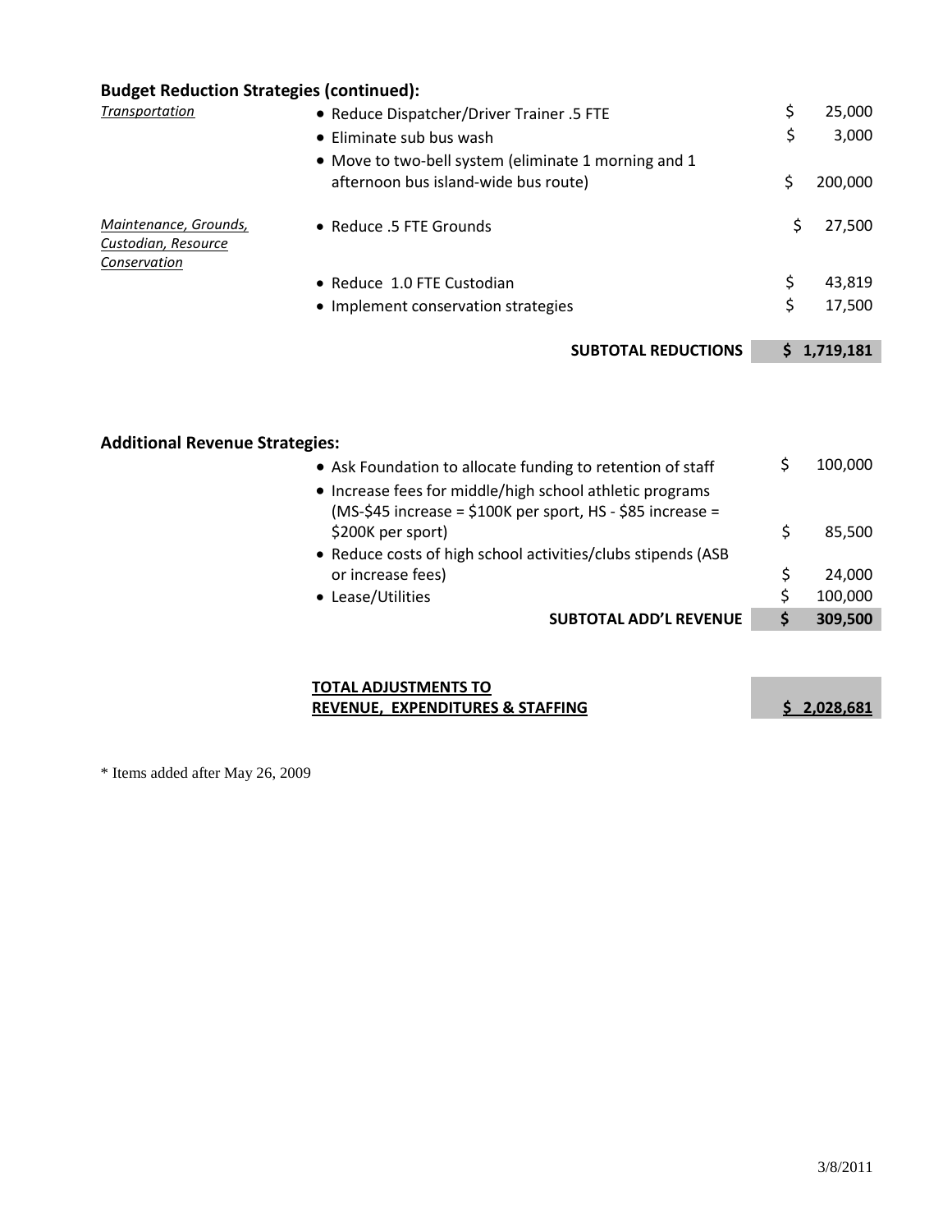## Budget Reduction Strategies (continued):

| | | | |
|---|---|---|---|
| *Transportation* | • Reduce Dispatcher/Driver Trainer .5 FTE | $ | 25,000 |
| | • Eliminate sub bus wash | $ | 3,000 |
| | • Move to two-bell system (eliminate 1 morning and 1 afternoon bus island-wide bus route) | $ | 200,000 |
| *Maintenance, Grounds, Custodian, Resource Conservation* | • Reduce .5 FTE Grounds | $ | 27,500 |
| | • Reduce 1.0 FTE Custodian | $ | 43,819 |
| | • Implement conservation strategies | $ | 17,500 |
| | **SUBTOTAL REDUCTIONS** | **$** | **1,719,181** |

## Additional Revenue Strategies:

| | | |
|---|---|---|
| • Ask Foundation to allocate funding to retention of staff | $ | 100,000 |
| • Increase fees for middle/high school athletic programs (MS-$45 increase = $100K per sport, HS - $85 increase = $200K per sport) | $ | 85,500 |
| • Reduce costs of high school activities/clubs stipends (ASB or increase fees) | $ | 24,000 |
| • Lease/Utilities | $ | 100,000 |
| **SUBTOTAL ADD'L REVENUE** | **$** | **309,500** |

| | |
|---|---|
| **TOTAL ADJUSTMENTS TO REVENUE, EXPENDITURES & STAFFING** | **$ 2,028,681** |

* Items added after May 26, 2009

3/8/2011